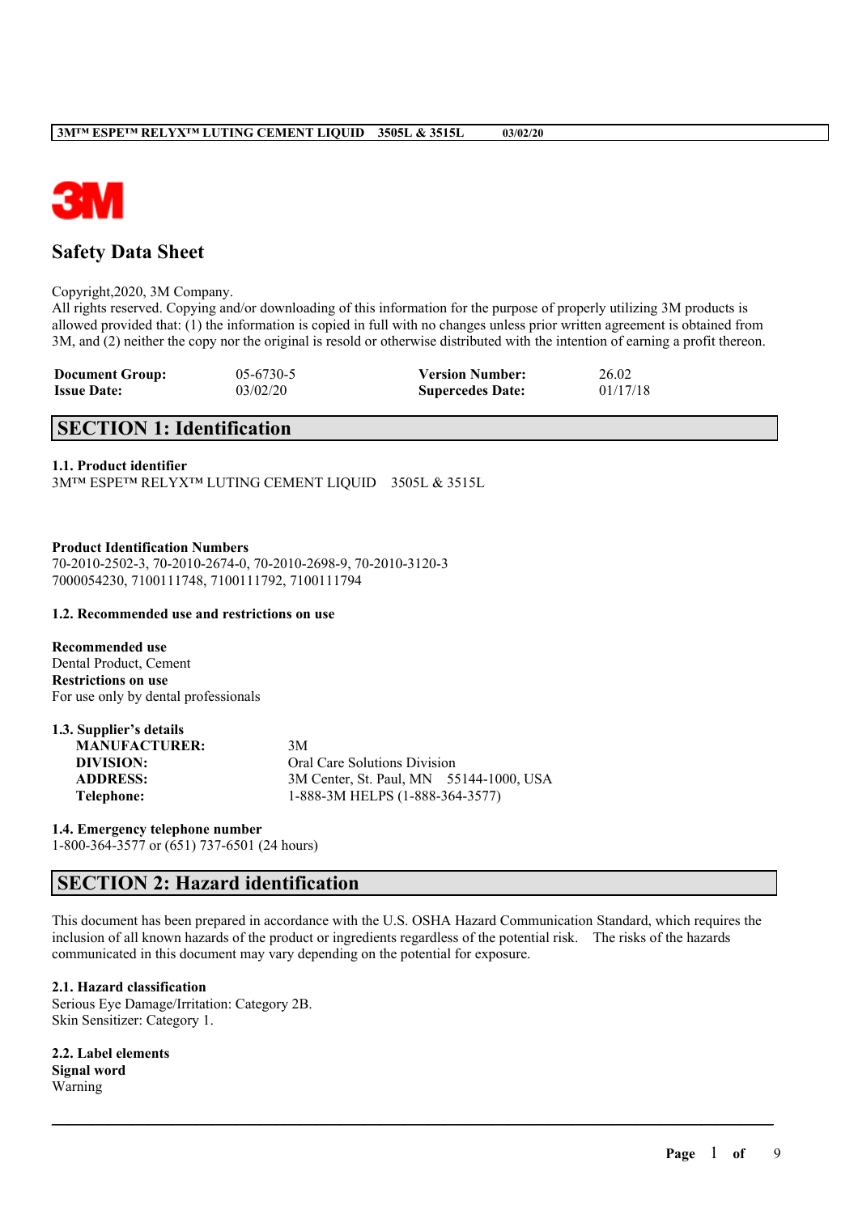# Safety Data Sheet

Copyright,2020, 3M Company.
All rights reserved. Copying and/or downloading of this information for the purpose of properly utilizing 3M products is allowed provided that: (1) the information is copied in full with no changes unless prior written agreement is obtained from 3M, and (2) neither the copy nor the original is resold or otherwise distributed with the intention of earning a profit thereon.

| | | | |
|---|---|---|---|
| **Document Group:** | 05-6730-5 | **Version Number:** | 26.02 |
| **Issue Date:** | 03/02/20 | **Supercedes Date:** | 01/17/18 |

## SECTION 1: Identification

### 1.1. Product identifier

3M™ ESPE™ RELYX™ LUTING CEMENT LIQUID 3505L & 3515L

**Product Identification Numbers**
70-2010-2502-3, 70-2010-2674-0, 70-2010-2698-9, 70-2010-3120-3
7000054230, 7100111748, 7100111792, 7100111794

### 1.2. Recommended use and restrictions on use

**Recommended use**
Dental Product, Cement
**Restrictions on use**
For use only by dental professionals

### 1.3. Supplier's details

| | |
|---|---|
| **MANUFACTURER:** | 3M |
| **DIVISION:** | Oral Care Solutions Division |
| **ADDRESS:** | 3M Center, St. Paul, MN 55144-1000, USA |
| **Telephone:** | 1-888-3M HELPS (1-888-364-3577) |

### 1.4. Emergency telephone number

1-800-364-3577 or (651) 737-6501 (24 hours)

## SECTION 2: Hazard identification

This document has been prepared in accordance with the U.S. OSHA Hazard Communication Standard, which requires the inclusion of all known hazards of the product or ingredients regardless of the potential risk. The risks of the hazards communicated in this document may vary depending on the potential for exposure.

### 2.1. Hazard classification

Serious Eye Damage/Irritation: Category 2B.
Skin Sensitizer: Category 1.

### 2.2. Label elements

**Signal word**
Warning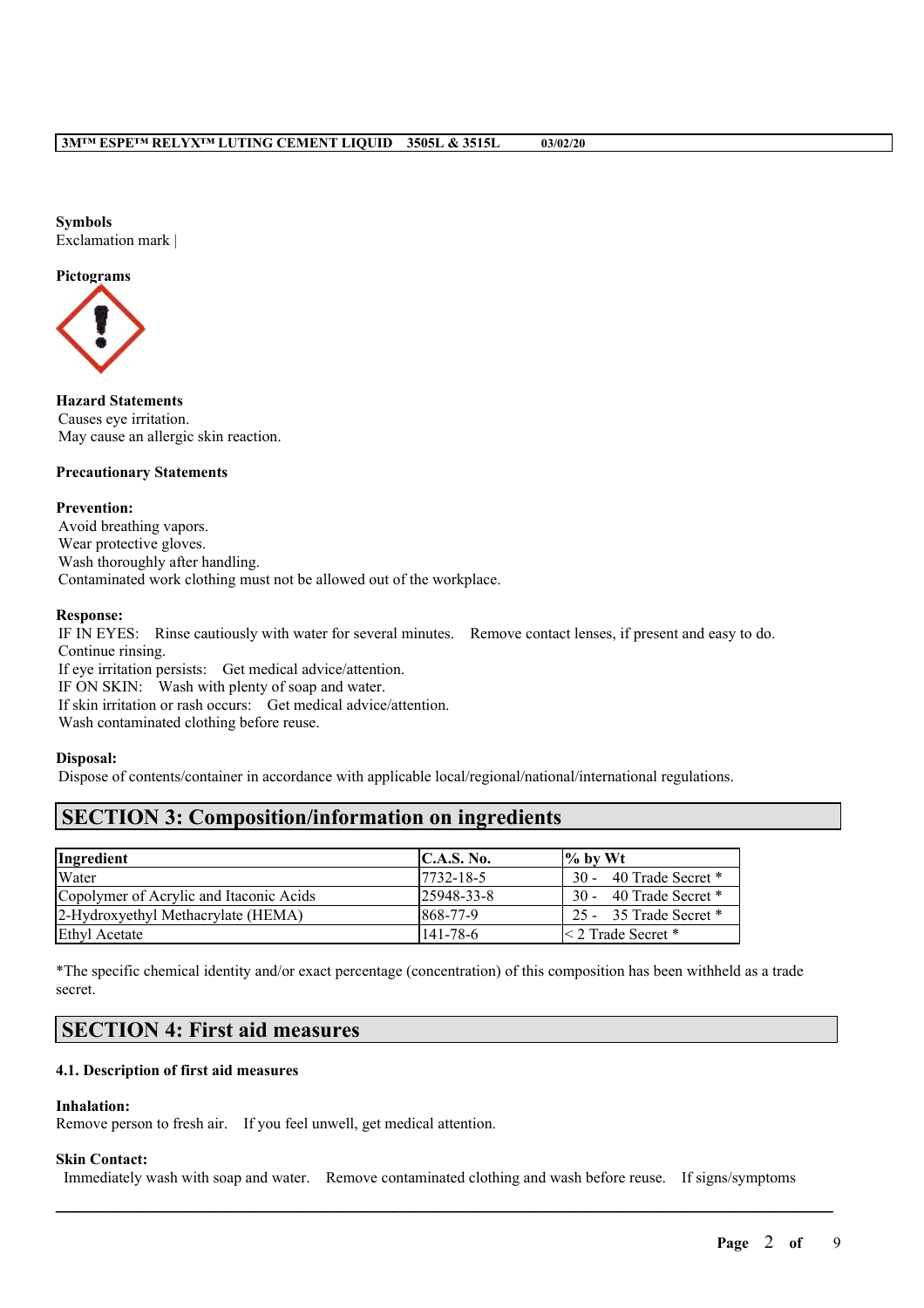**Symbols**
Exclamation mark |

**Pictograms**

**Hazard Statements**
Causes eye irritation.
May cause an allergic skin reaction.

**Precautionary Statements**

**Prevention:**
Avoid breathing vapors.
Wear protective gloves.
Wash thoroughly after handling.
Contaminated work clothing must not be allowed out of the workplace.

**Response:**
IF IN EYES: Rinse cautiously with water for several minutes. Remove contact lenses, if present and easy to do. Continue rinsing.
If eye irritation persists: Get medical advice/attention.
IF ON SKIN: Wash with plenty of soap and water.
If skin irritation or rash occurs: Get medical advice/attention.
Wash contaminated clothing before reuse.

**Disposal:**
Dispose of contents/container in accordance with applicable local/regional/national/international regulations.

## SECTION 3: Composition/information on ingredients

| Ingredient | C.A.S. No. | % by Wt |
|---|---|---|
| Water | 7732-18-5 | 30 - 40 Trade Secret * |
| Copolymer of Acrylic and Itaconic Acids | 25948-33-8 | 30 - 40 Trade Secret * |
| 2-Hydroxyethyl Methacrylate (HEMA) | 868-77-9 | 25 - 35 Trade Secret * |
| Ethyl Acetate | 141-78-6 | < 2 Trade Secret * |

*The specific chemical identity and/or exact percentage (concentration) of this composition has been withheld as a trade secret.

## SECTION 4: First aid measures

### 4.1. Description of first aid measures

**Inhalation:**
Remove person to fresh air. If you feel unwell, get medical attention.

**Skin Contact:**
Immediately wash with soap and water. Remove contaminated clothing and wash before reuse. If signs/symptoms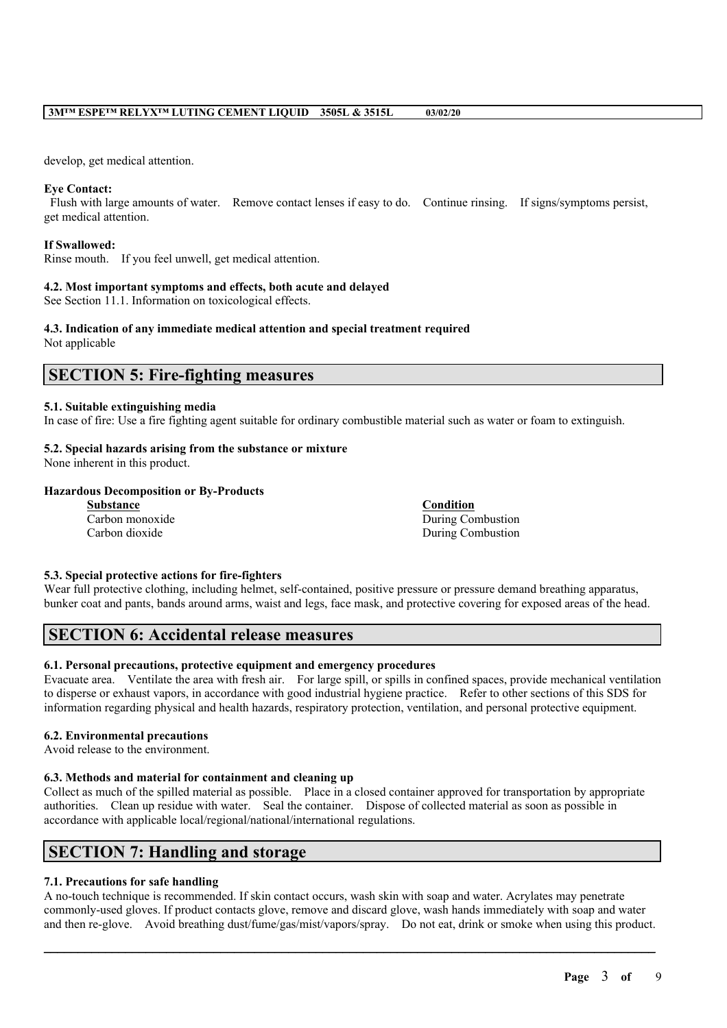develop, get medical attention.

**Eye Contact:**
Flush with large amounts of water. Remove contact lenses if easy to do. Continue rinsing. If signs/symptoms persist, get medical attention.

**If Swallowed:**
Rinse mouth. If you feel unwell, get medical attention.

**4.2. Most important symptoms and effects, both acute and delayed**
See Section 11.1. Information on toxicological effects.

**4.3. Indication of any immediate medical attention and special treatment required**
Not applicable

## SECTION 5: Fire-fighting measures

**5.1. Suitable extinguishing media**
In case of fire: Use a fire fighting agent suitable for ordinary combustible material such as water or foam to extinguish.

**5.2. Special hazards arising from the substance or mixture**
None inherent in this product.

**Hazardous Decomposition or By-Products**

| Substance | Condition |
|---|---|
| Carbon monoxide | During Combustion |
| Carbon dioxide | During Combustion |

**5.3. Special protective actions for fire-fighters**
Wear full protective clothing, including helmet, self-contained, positive pressure or pressure demand breathing apparatus, bunker coat and pants, bands around arms, waist and legs, face mask, and protective covering for exposed areas of the head.

## SECTION 6: Accidental release measures

**6.1. Personal precautions, protective equipment and emergency procedures**
Evacuate area. Ventilate the area with fresh air. For large spill, or spills in confined spaces, provide mechanical ventilation to disperse or exhaust vapors, in accordance with good industrial hygiene practice. Refer to other sections of this SDS for information regarding physical and health hazards, respiratory protection, ventilation, and personal protective equipment.

**6.2. Environmental precautions**
Avoid release to the environment.

**6.3. Methods and material for containment and cleaning up**
Collect as much of the spilled material as possible. Place in a closed container approved for transportation by appropriate authorities. Clean up residue with water. Seal the container. Dispose of collected material as soon as possible in accordance with applicable local/regional/national/international regulations.

## SECTION 7: Handling and storage

**7.1. Precautions for safe handling**
A no-touch technique is recommended. If skin contact occurs, wash skin with soap and water. Acrylates may penetrate commonly-used gloves. If product contacts glove, remove and discard glove, wash hands immediately with soap and water and then re-glove. Avoid breathing dust/fume/gas/mist/vapors/spray. Do not eat, drink or smoke when using this product.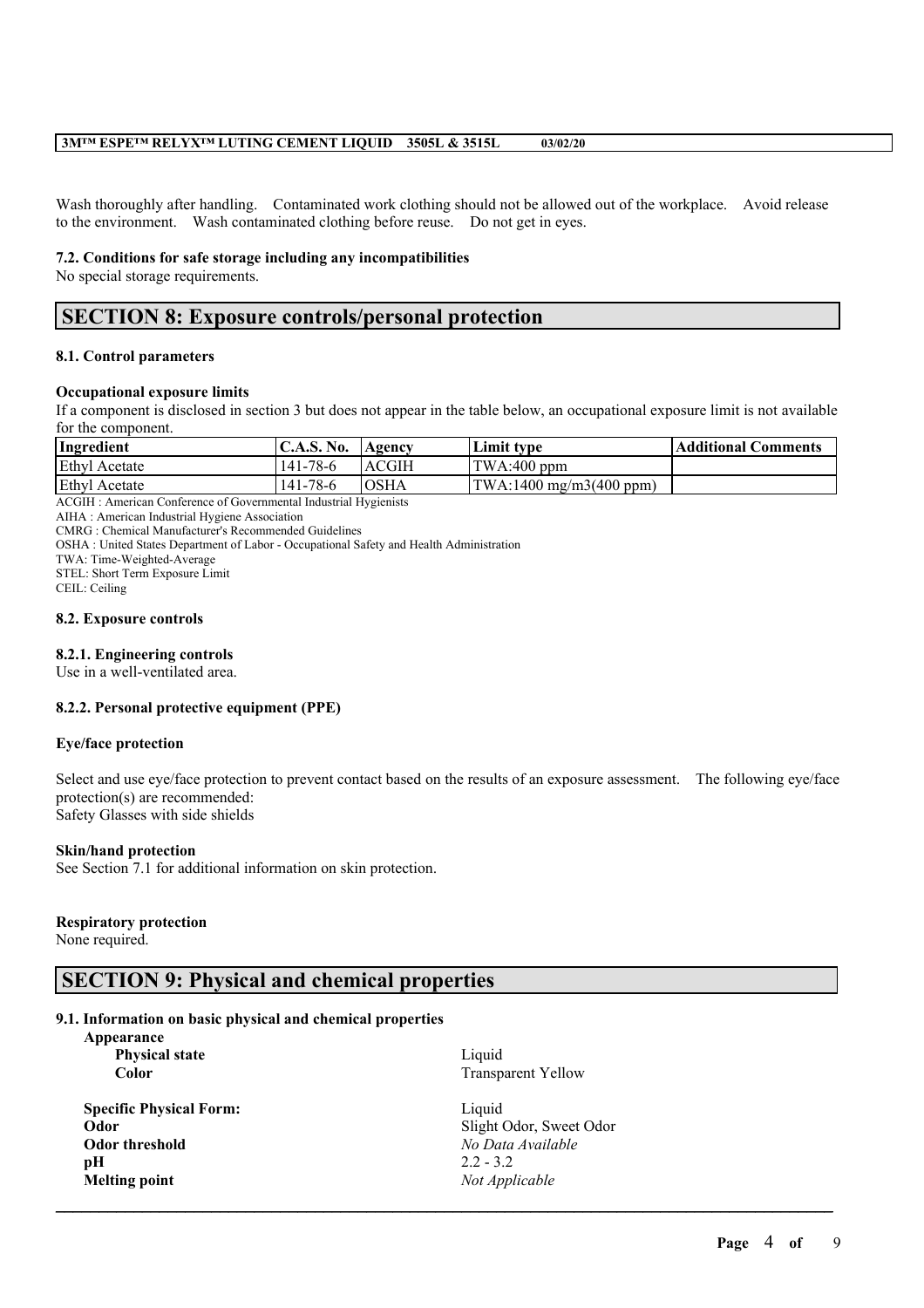Wash thoroughly after handling. Contaminated work clothing should not be allowed out of the workplace. Avoid release to the environment. Wash contaminated clothing before reuse. Do not get in eyes.

### 7.2. Conditions for safe storage including any incompatibilities

No special storage requirements.

## SECTION 8: Exposure controls/personal protection

### 8.1. Control parameters

**Occupational exposure limits**

If a component is disclosed in section 3 but does not appear in the table below, an occupational exposure limit is not available for the component.

| Ingredient | C.A.S. No. | Agency | Limit type | Additional Comments |
|---|---|---|---|---|
| Ethyl Acetate | 141-78-6 | ACGIH | TWA:400 ppm | |
| Ethyl Acetate | 141-78-6 | OSHA | TWA:1400 mg/m3(400 ppm) | |

ACGIH : American Conference of Governmental Industrial Hygienists
AIHA : American Industrial Hygiene Association
CMRG : Chemical Manufacturer's Recommended Guidelines
OSHA : United States Department of Labor - Occupational Safety and Health Administration
TWA: Time-Weighted-Average
STEL: Short Term Exposure Limit
CEIL: Ceiling

### 8.2. Exposure controls

#### 8.2.1. Engineering controls

Use in a well-ventilated area.

#### 8.2.2. Personal protective equipment (PPE)

**Eye/face protection**

Select and use eye/face protection to prevent contact based on the results of an exposure assessment. The following eye/face protection(s) are recommended:
Safety Glasses with side shields

**Skin/hand protection**

See Section 7.1 for additional information on skin protection.

**Respiratory protection**

None required.

## SECTION 9: Physical and chemical properties

### 9.1. Information on basic physical and chemical properties

| | |
|---|---|
| **Appearance** | |
| **Physical state** | Liquid |
| **Color** | Transparent Yellow |
| **Specific Physical Form:** | Liquid |
| **Odor** | Slight Odor, Sweet Odor |
| **Odor threshold** | *No Data Available* |
| **pH** | 2.2 - 3.2 |
| **Melting point** | *Not Applicable* |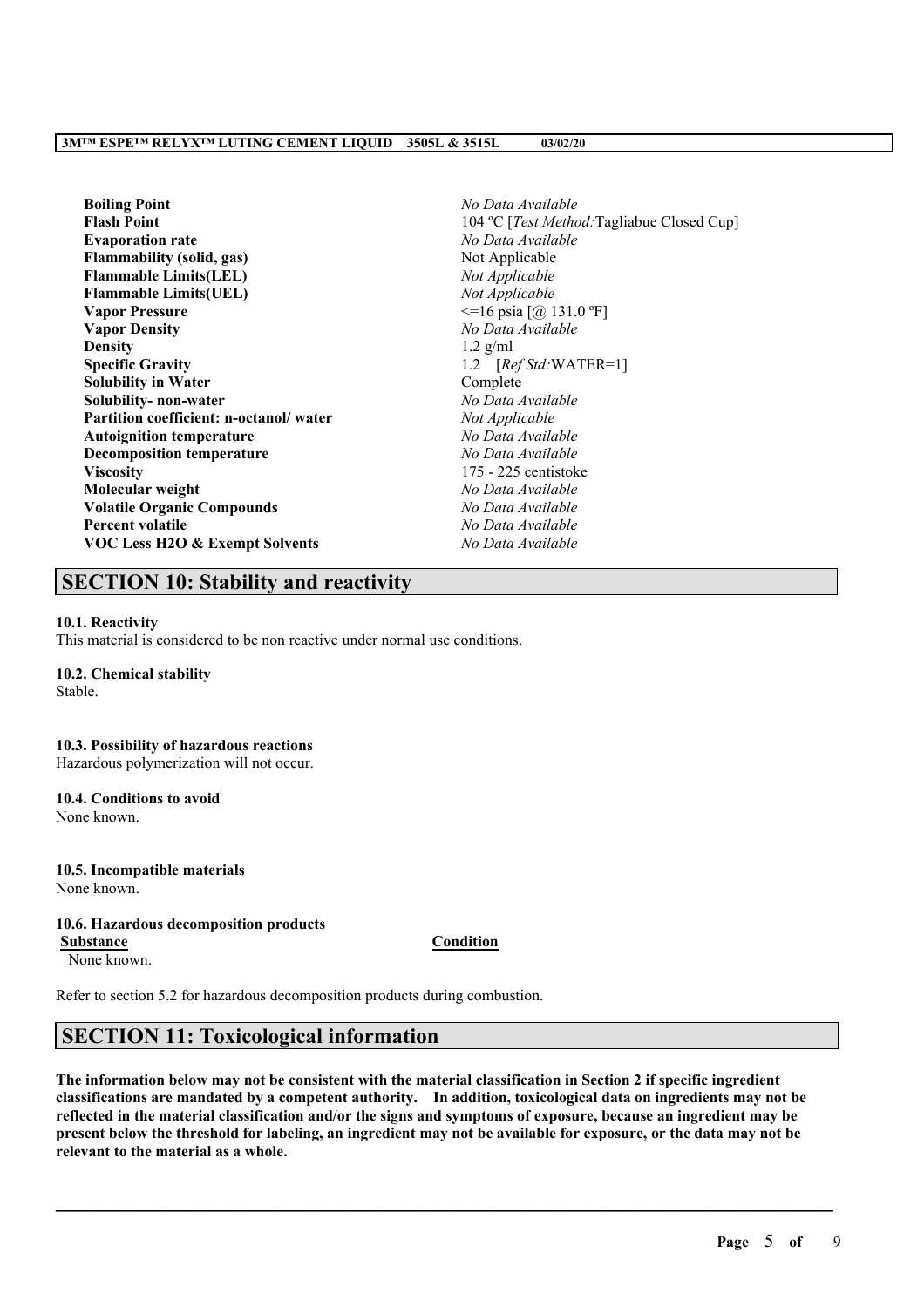| | |
|---|---|
| **Boiling Point** | *No Data Available* |
| **Flash Point** | 104 ºC [*Test Method:*Tagliabue Closed Cup] |
| **Evaporation rate** | *No Data Available* |
| **Flammability (solid, gas)** | Not Applicable |
| **Flammable Limits(LEL)** | *Not Applicable* |
| **Flammable Limits(UEL)** | *Not Applicable* |
| **Vapor Pressure** | <=16 psia [@ 131.0 ºF] |
| **Vapor Density** | *No Data Available* |
| **Density** | 1.2 g/ml |
| **Specific Gravity** | 1.2 [*Ref Std:*WATER=1] |
| **Solubility in Water** | Complete |
| **Solubility- non-water** | *No Data Available* |
| **Partition coefficient: n-octanol/ water** | *Not Applicable* |
| **Autoignition temperature** | *No Data Available* |
| **Decomposition temperature** | *No Data Available* |
| **Viscosity** | 175 - 225 centistoke |
| **Molecular weight** | *No Data Available* |
| **Volatile Organic Compounds** | *No Data Available* |
| **Percent volatile** | *No Data Available* |
| **VOC Less H2O & Exempt Solvents** | *No Data Available* |

## SECTION 10: Stability and reactivity

**10.1. Reactivity**
This material is considered to be non reactive under normal use conditions.

**10.2. Chemical stability**
Stable.

**10.3. Possibility of hazardous reactions**
Hazardous polymerization will not occur.

**10.4. Conditions to avoid**
None known.

**10.5. Incompatible materials**
None known.

**10.6. Hazardous decomposition products**

| Substance | Condition |
|---|---|
| None known. | |

Refer to section 5.2 for hazardous decomposition products during combustion.

## SECTION 11: Toxicological information

**The information below may not be consistent with the material classification in Section 2 if specific ingredient classifications are mandated by a competent authority. In addition, toxicological data on ingredients may not be reflected in the material classification and/or the signs and symptoms of exposure, because an ingredient may be present below the threshold for labeling, an ingredient may not be available for exposure, or the data may not be relevant to the material as a whole.**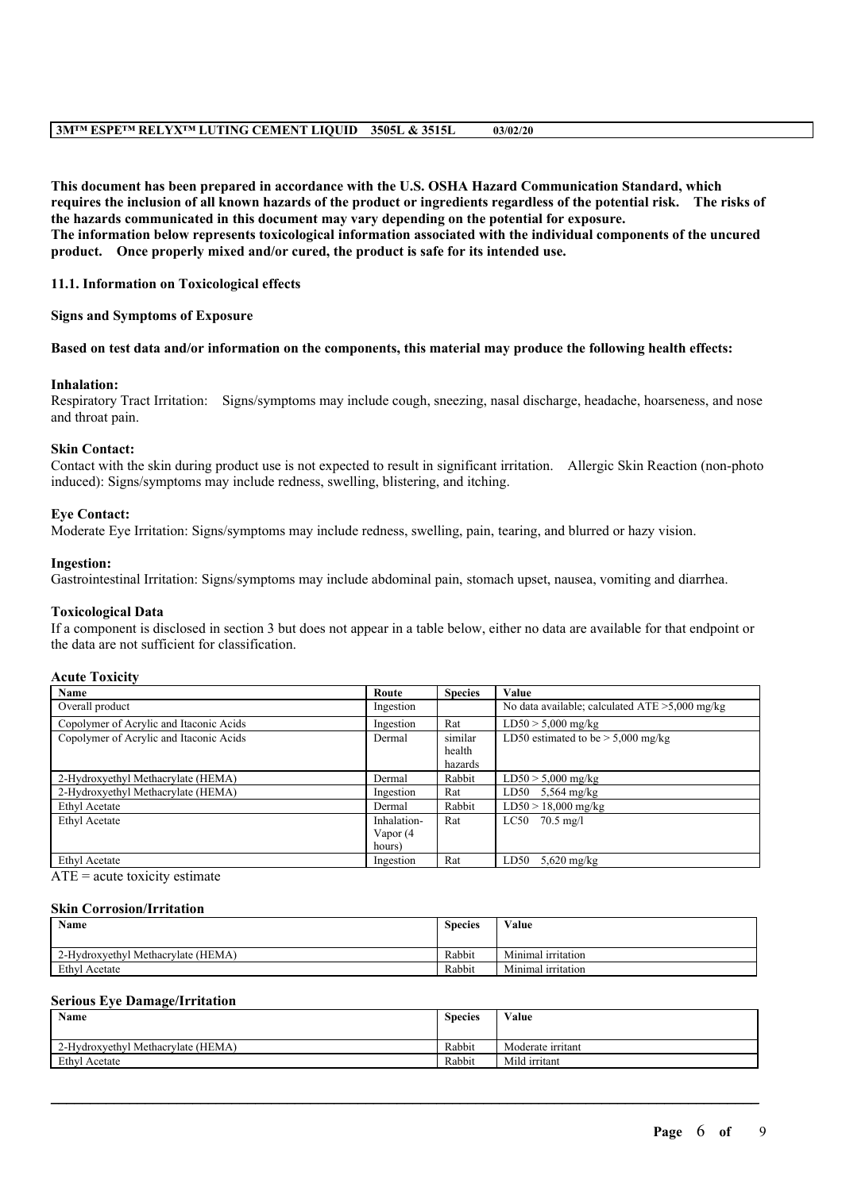This document has been prepared in accordance with the U.S. OSHA Hazard Communication Standard, which requires the inclusion of all known hazards of the product or ingredients regardless of the potential risk. The risks of the hazards communicated in this document may vary depending on the potential for exposure.
The information below represents toxicological information associated with the individual components of the uncured product. Once properly mixed and/or cured, the product is safe for its intended use.

### 11.1. Information on Toxicological effects

**Signs and Symptoms of Exposure**

**Based on test data and/or information on the components, this material may produce the following health effects:**

**Inhalation:**
Respiratory Tract Irritation: Signs/symptoms may include cough, sneezing, nasal discharge, headache, hoarseness, and nose and throat pain.

**Skin Contact:**
Contact with the skin during product use is not expected to result in significant irritation. Allergic Skin Reaction (non-photo induced): Signs/symptoms may include redness, swelling, blistering, and itching.

**Eye Contact:**
Moderate Eye Irritation: Signs/symptoms may include redness, swelling, pain, tearing, and blurred or hazy vision.

**Ingestion:**
Gastrointestinal Irritation: Signs/symptoms may include abdominal pain, stomach upset, nausea, vomiting and diarrhea.

**Toxicological Data**
If a component is disclosed in section 3 but does not appear in a table below, either no data are available for that endpoint or the data are not sufficient for classification.

**Acute Toxicity**

| Name | Route | Species | Value |
|---|---|---|---|
| Overall product | Ingestion | | No data available; calculated ATE >5,000 mg/kg |
| Copolymer of Acrylic and Itaconic Acids | Ingestion | Rat | LD50 > 5,000 mg/kg |
| Copolymer of Acrylic and Itaconic Acids | Dermal | similar health hazards | LD50 estimated to be > 5,000 mg/kg |
| 2-Hydroxyethyl Methacrylate (HEMA) | Dermal | Rabbit | LD50 > 5,000 mg/kg |
| 2-Hydroxyethyl Methacrylate (HEMA) | Ingestion | Rat | LD50 5,564 mg/kg |
| Ethyl Acetate | Dermal | Rabbit | LD50 > 18,000 mg/kg |
| Ethyl Acetate | Inhalation-Vapor (4 hours) | Rat | LC50 70.5 mg/l |
| Ethyl Acetate | Ingestion | Rat | LD50 5,620 mg/kg |

ATE = acute toxicity estimate

**Skin Corrosion/Irritation**

| Name | Species | Value |
|---|---|---|
| 2-Hydroxyethyl Methacrylate (HEMA) | Rabbit | Minimal irritation |
| Ethyl Acetate | Rabbit | Minimal irritation |

**Serious Eye Damage/Irritation**

| Name | Species | Value |
|---|---|---|
| 2-Hydroxyethyl Methacrylate (HEMA) | Rabbit | Moderate irritant |
| Ethyl Acetate | Rabbit | Mild irritant |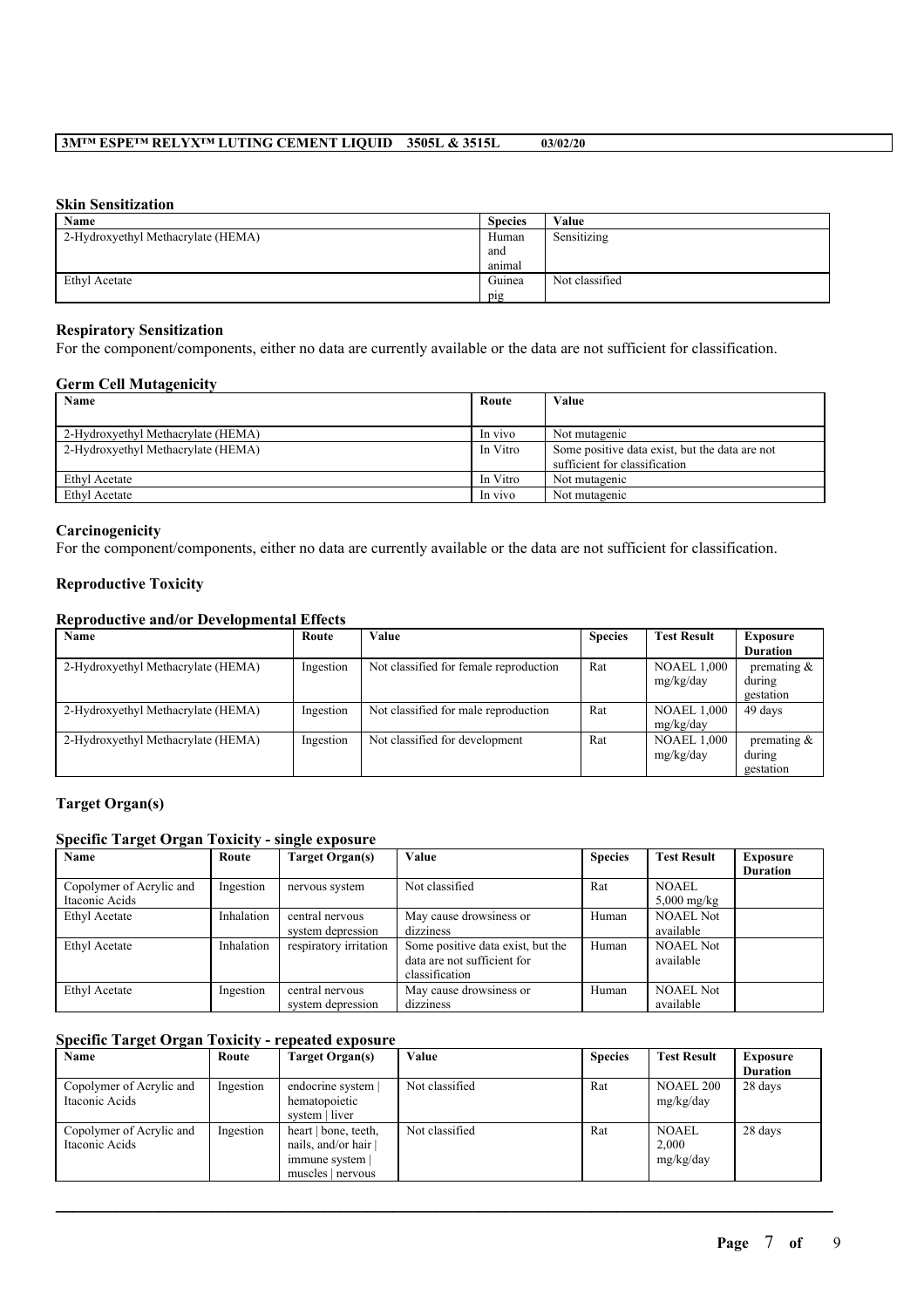### Skin Sensitization

| Name | Species | Value |
| --- | --- | --- |
| 2-Hydroxyethyl Methacrylate (HEMA) | Human and animal | Sensitizing |
| Ethyl Acetate | Guinea pig | Not classified |

### Respiratory Sensitization

For the component/components, either no data are currently available or the data are not sufficient for classification.

### Germ Cell Mutagenicity

| Name | Route | Value |
| --- | --- | --- |
| 2-Hydroxyethyl Methacrylate (HEMA) | In vivo | Not mutagenic |
| 2-Hydroxyethyl Methacrylate (HEMA) | In Vitro | Some positive data exist, but the data are not sufficient for classification |
| Ethyl Acetate | In Vitro | Not mutagenic |
| Ethyl Acetate | In vivo | Not mutagenic |

### Carcinogenicity

For the component/components, either no data are currently available or the data are not sufficient for classification.

### Reproductive Toxicity

#### Reproductive and/or Developmental Effects

| Name | Route | Value | Species | Test Result | Exposure Duration |
| --- | --- | --- | --- | --- | --- |
| 2-Hydroxyethyl Methacrylate (HEMA) | Ingestion | Not classified for female reproduction | Rat | NOAEL 1,000 mg/kg/day | premating & during gestation |
| 2-Hydroxyethyl Methacrylate (HEMA) | Ingestion | Not classified for male reproduction | Rat | NOAEL 1,000 mg/kg/day | 49 days |
| 2-Hydroxyethyl Methacrylate (HEMA) | Ingestion | Not classified for development | Rat | NOAEL 1,000 mg/kg/day | premating & during gestation |

### Target Organ(s)

#### Specific Target Organ Toxicity - single exposure

| Name | Route | Target Organ(s) | Value | Species | Test Result | Exposure Duration |
| --- | --- | --- | --- | --- | --- | --- |
| Copolymer of Acrylic and Itaconic Acids | Ingestion | nervous system | Not classified | Rat | NOAEL 5,000 mg/kg | |
| Ethyl Acetate | Inhalation | central nervous system depression | May cause drowsiness or dizziness | Human | NOAEL Not available | |
| Ethyl Acetate | Inhalation | respiratory irritation | Some positive data exist, but the data are not sufficient for classification | Human | NOAEL Not available | |
| Ethyl Acetate | Ingestion | central nervous system depression | May cause drowsiness or dizziness | Human | NOAEL Not available | |

#### Specific Target Organ Toxicity - repeated exposure

| Name | Route | Target Organ(s) | Value | Species | Test Result | Exposure Duration |
| --- | --- | --- | --- | --- | --- | --- |
| Copolymer of Acrylic and Itaconic Acids | Ingestion | endocrine system \| hematopoietic system \| liver | Not classified | Rat | NOAEL 200 mg/kg/day | 28 days |
| Copolymer of Acrylic and Itaconic Acids | Ingestion | heart \| bone, teeth, nails, and/or hair \| immune system \| muscles \| nervous | Not classified | Rat | NOAEL 2,000 mg/kg/day | 28 days |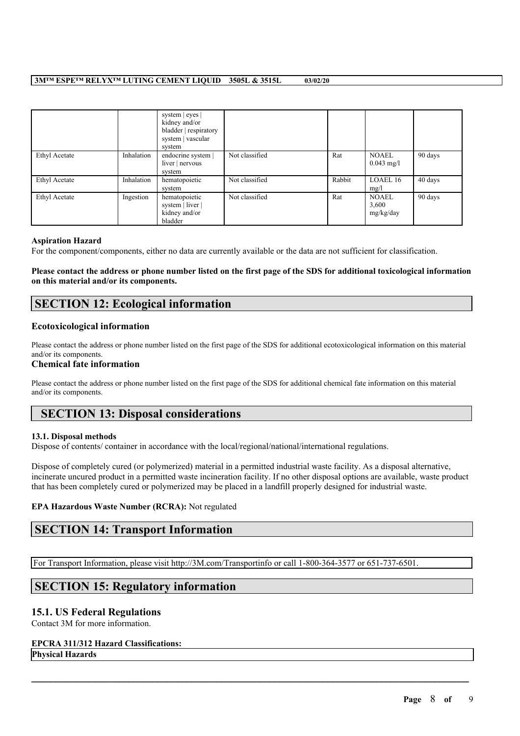| | | | | | | |
|---|---|---|---|---|---|---|
| | | system \| eyes \| kidney and/or bladder \| respiratory system \| vascular system | | | | |
| Ethyl Acetate | Inhalation | endocrine system \| liver \| nervous system | Not classified | Rat | NOAEL 0.043 mg/l | 90 days |
| Ethyl Acetate | Inhalation | hematopoietic system | Not classified | Rabbit | LOAEL 16 mg/l | 40 days |
| Ethyl Acetate | Ingestion | hematopoietic system \| liver \| kidney and/or bladder | Not classified | Rat | NOAEL 3,600 mg/kg/day | 90 days |

**Aspiration Hazard**

For the component/components, either no data are currently available or the data are not sufficient for classification.

**Please contact the address or phone number listed on the first page of the SDS for additional toxicological information on this material and/or its components.**

## SECTION 12: Ecological information

### Ecotoxicological information

Please contact the address or phone number listed on the first page of the SDS for additional ecotoxicological information on this material and/or its components.

### Chemical fate information

Please contact the address or phone number listed on the first page of the SDS for additional chemical fate information on this material and/or its components.

## SECTION 13: Disposal considerations

**13.1. Disposal methods**

Dispose of contents/ container in accordance with the local/regional/national/international regulations.

Dispose of completely cured (or polymerized) material in a permitted industrial waste facility. As a disposal alternative, incinerate uncured product in a permitted waste incineration facility. If no other disposal options are available, waste product that has been completely cured or polymerized may be placed in a landfill properly designed for industrial waste.

**EPA Hazardous Waste Number (RCRA):** Not regulated

## SECTION 14: Transport Information

For Transport Information, please visit http://3M.com/Transportinfo or call 1-800-364-3577 or 651-737-6501.

## SECTION 15: Regulatory information

### 15.1. US Federal Regulations

Contact 3M for more information.

**EPCRA 311/312 Hazard Classifications:**

**Physical Hazards**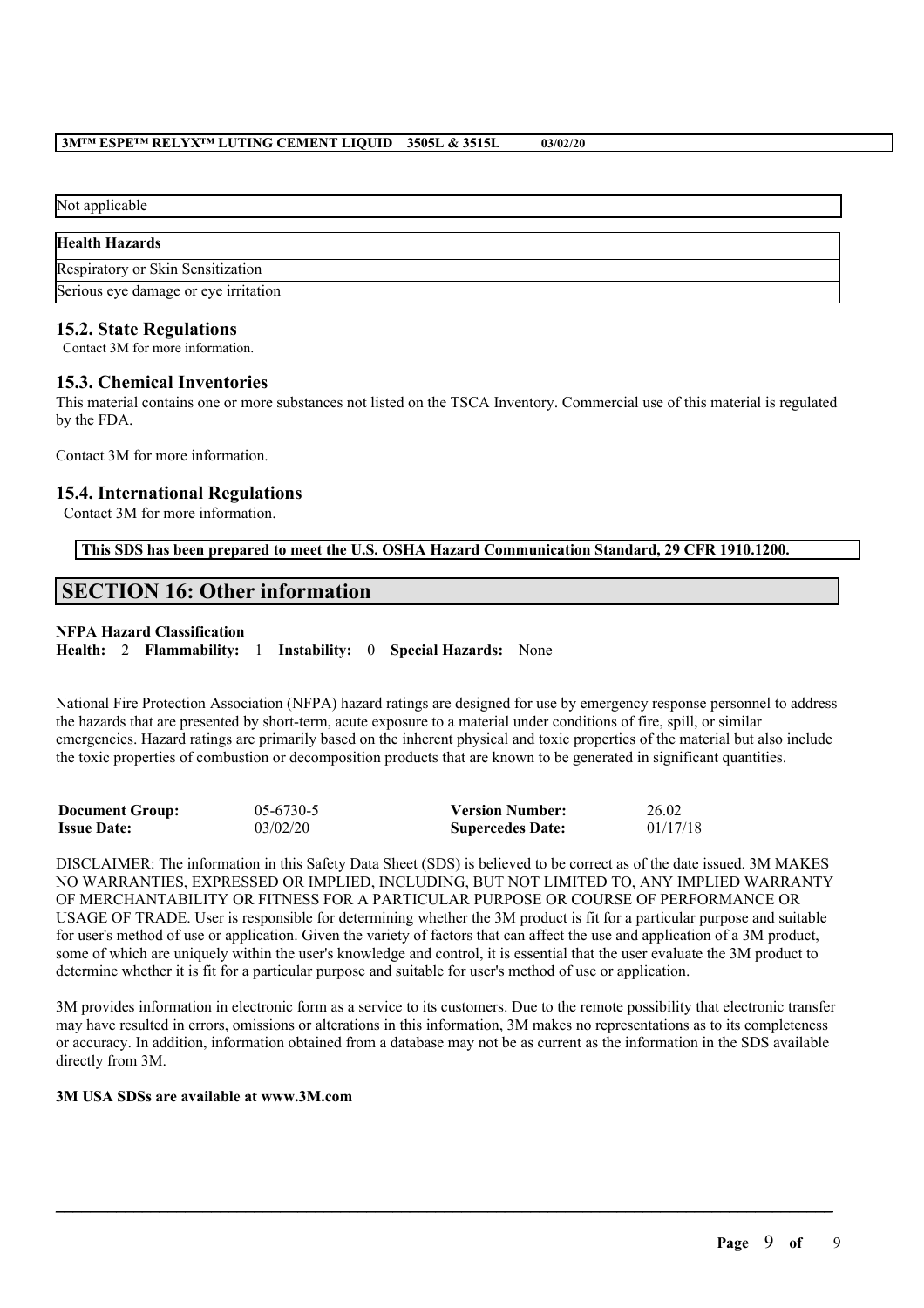| Not applicable |
| --- |

| Health Hazards |
| --- |
| Respiratory or Skin Sensitization |
| Serious eye damage or eye irritation |

### 15.2. State Regulations

Contact 3M for more information.

### 15.3. Chemical Inventories

This material contains one or more substances not listed on the TSCA Inventory. Commercial use of this material is regulated by the FDA.

Contact 3M for more information.

### 15.4. International Regulations

Contact 3M for more information.

**This SDS has been prepared to meet the U.S. OSHA Hazard Communication Standard, 29 CFR 1910.1200.**

## SECTION 16: Other information

**NFPA Hazard Classification**

**Health:** 2 **Flammability:** 1 **Instability:** 0 **Special Hazards:** None

National Fire Protection Association (NFPA) hazard ratings are designed for use by emergency response personnel to address the hazards that are presented by short-term, acute exposure to a material under conditions of fire, spill, or similar emergencies. Hazard ratings are primarily based on the inherent physical and toxic properties of the material but also include the toxic properties of combustion or decomposition products that are known to be generated in significant quantities.

| | | | |
| --- | --- | --- | --- |
| **Document Group:** | 05-6730-5 | **Version Number:** | 26.02 |
| **Issue Date:** | 03/02/20 | **Supercedes Date:** | 01/17/18 |

DISCLAIMER: The information in this Safety Data Sheet (SDS) is believed to be correct as of the date issued. 3M MAKES NO WARRANTIES, EXPRESSED OR IMPLIED, INCLUDING, BUT NOT LIMITED TO, ANY IMPLIED WARRANTY OF MERCHANTABILITY OR FITNESS FOR A PARTICULAR PURPOSE OR COURSE OF PERFORMANCE OR USAGE OF TRADE. User is responsible for determining whether the 3M product is fit for a particular purpose and suitable for user's method of use or application. Given the variety of factors that can affect the use and application of a 3M product, some of which are uniquely within the user's knowledge and control, it is essential that the user evaluate the 3M product to determine whether it is fit for a particular purpose and suitable for user's method of use or application.

3M provides information in electronic form as a service to its customers. Due to the remote possibility that electronic transfer may have resulted in errors, omissions or alterations in this information, 3M makes no representations as to its completeness or accuracy. In addition, information obtained from a database may not be as current as the information in the SDS available directly from 3M.

**3M USA SDSs are available at www.3M.com**